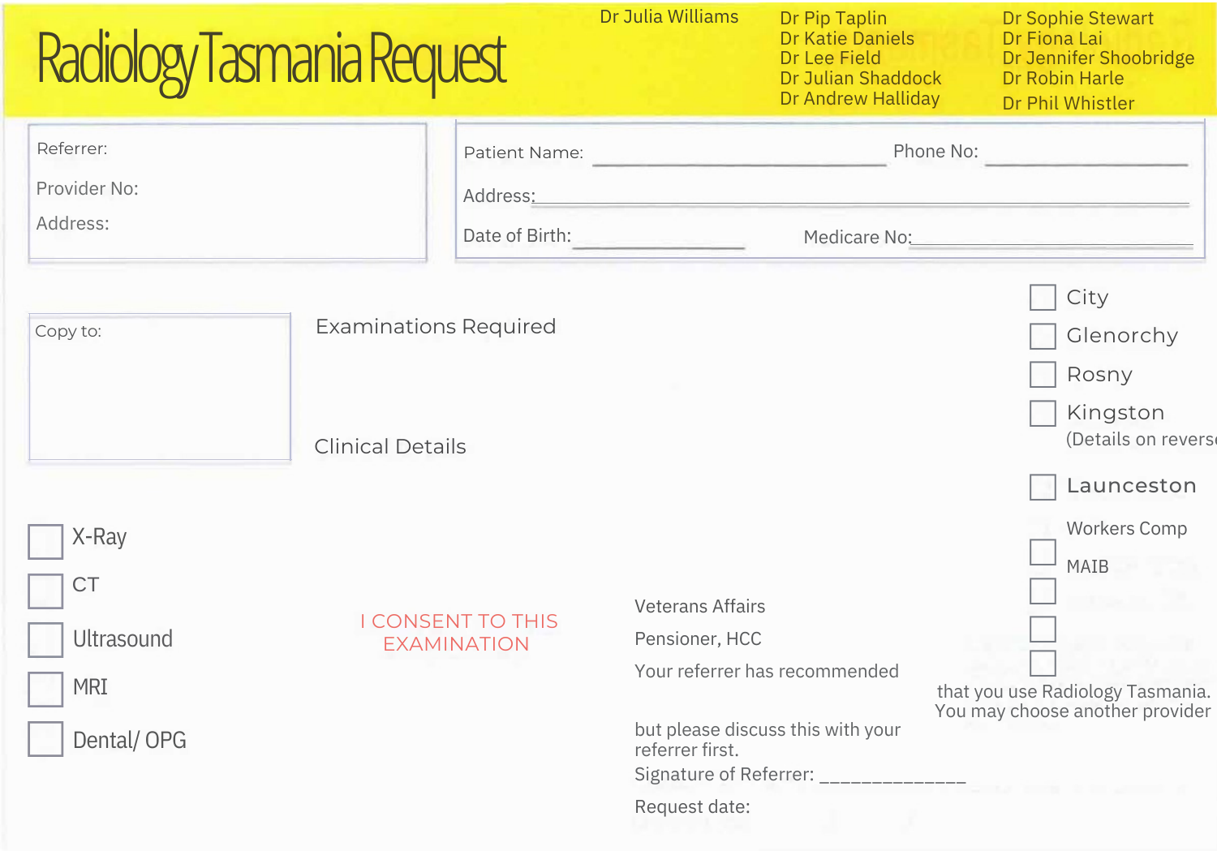# Radiology Tasmania Request

Dr Julia Williams

Dr Pip Taplin
Dr Katie Daniels
Dr Lee Field
Dr Julian Shaddock
Dr Andrew Halliday

Dr Sophie Stewart
Dr Fiona Lai
Dr Jennifer Shoobridge
Dr Robin Harle
Dr Phil Whistler

Referrer:

Provider No:

Address:

Patient Name: ______________________ Phone No: ______________

Address: ____________________________________________

Date of Birth: ____________ Medicare No: ____________________

Copy to:

Examinations Required

Clinical Details

- [ ] City
- [ ] Glenorchy
- [ ] Rosny
- [ ] Kingston

(Details on reverse

- [ ] Launceston

Workers Comp

- [ ] MAIB
- [ ] 
- [ ] 
- [ ] 

- [ ] X-Ray
- [ ] CT
- [ ] Ultrasound
- [ ] MRI
- [ ] Dental/ OPG

I CONSENT TO THIS EXAMINATION

Veterans Affairs

Pensioner, HCC

Your referrer has recommended that you use Radiology Tasmania. You may choose another provider but please discuss this with your referrer first.

Signature of Referrer: ______________

Request date: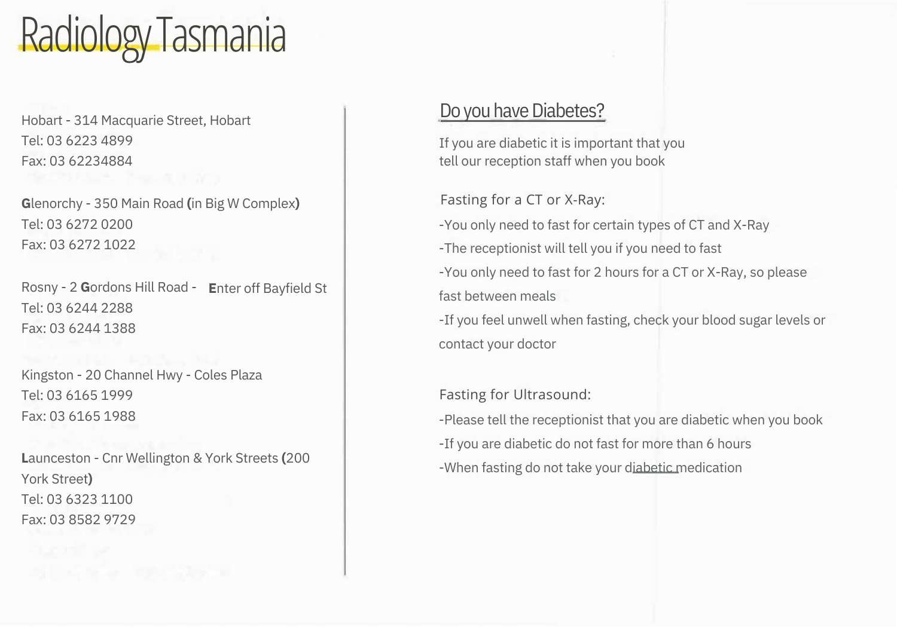# Radiology Tasmania

Hobart - 314 Macquarie Street, Hobart
Tel: 03 6223 4899
Fax: 03 62234884

Glenorchy - 350 Main Road (in Big W Complex)
Tel: 03 6272 0200
Fax: 03 6272 1022

Rosny - 2 Gordons Hill Road - Enter off Bayfield St
Tel: 03 6244 2288
Fax: 03 6244 1388

Kingston - 20 Channel Hwy - Coles Plaza
Tel: 03 6165 1999
Fax: 03 6165 1988

Launceston - Cnr Wellington & York Streets (200 York Street)
Tel: 03 6323 1100
Fax: 03 8582 9729

## Do you have Diabetes?

If you are diabetic it is important that you tell our reception staff when you book

### Fasting for a CT or X-Ray:

- You only need to fast for certain types of CT and X-Ray
- The receptionist will tell you if you need to fast
- You only need to fast for 2 hours for a CT or X-Ray, so please fast between meals
- If you feel unwell when fasting, check your blood sugar levels or contact your doctor

### Fasting for Ultrasound:

- Please tell the receptionist that you are diabetic when you book
- If you are diabetic do not fast for more than 6 hours
- When fasting do not take your diabetic medication